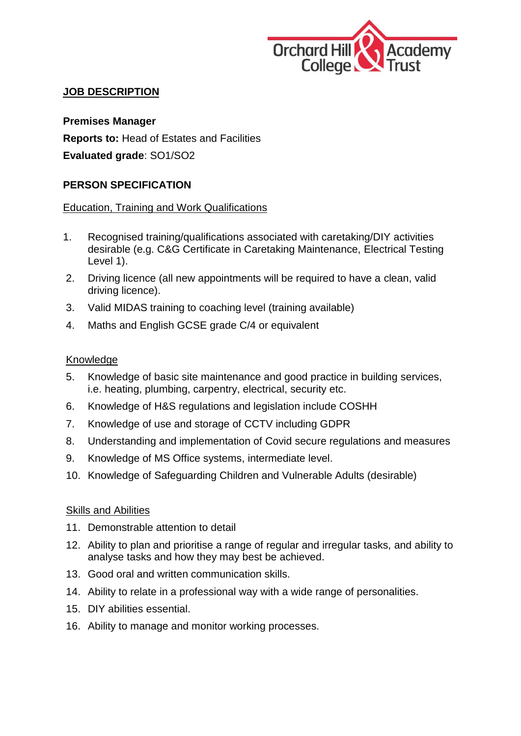Orchard Hill College & Academy Trust

**JOB DESCRIPTION**

**Premises Manager**

**Reports to:** Head of Estates and Facilities

**Evaluated grade**: SO1/SO2

**PERSON SPECIFICATION**

Education, Training and Work Qualifications

1. Recognised training/qualifications associated with caretaking/DIY activities desirable (e.g. C&G Certificate in Caretaking Maintenance, Electrical Testing Level 1).
2. Driving licence (all new appointments will be required to have a clean, valid driving licence).
3. Valid MIDAS training to coaching level (training available)
4. Maths and English GCSE grade C/4 or equivalent

Knowledge

5. Knowledge of basic site maintenance and good practice in building services, i.e. heating, plumbing, carpentry, electrical, security etc.
6. Knowledge of H&S regulations and legislation include COSHH
7. Knowledge of use and storage of CCTV including GDPR
8. Understanding and implementation of Covid secure regulations and measures
9. Knowledge of MS Office systems, intermediate level.
10. Knowledge of Safeguarding Children and Vulnerable Adults (desirable)

Skills and Abilities

11. Demonstrable attention to detail
12. Ability to plan and prioritise a range of regular and irregular tasks, and ability to analyse tasks and how they may best be achieved.
13. Good oral and written communication skills.
14. Ability to relate in a professional way with a wide range of personalities.
15. DIY abilities essential.
16. Ability to manage and monitor working processes.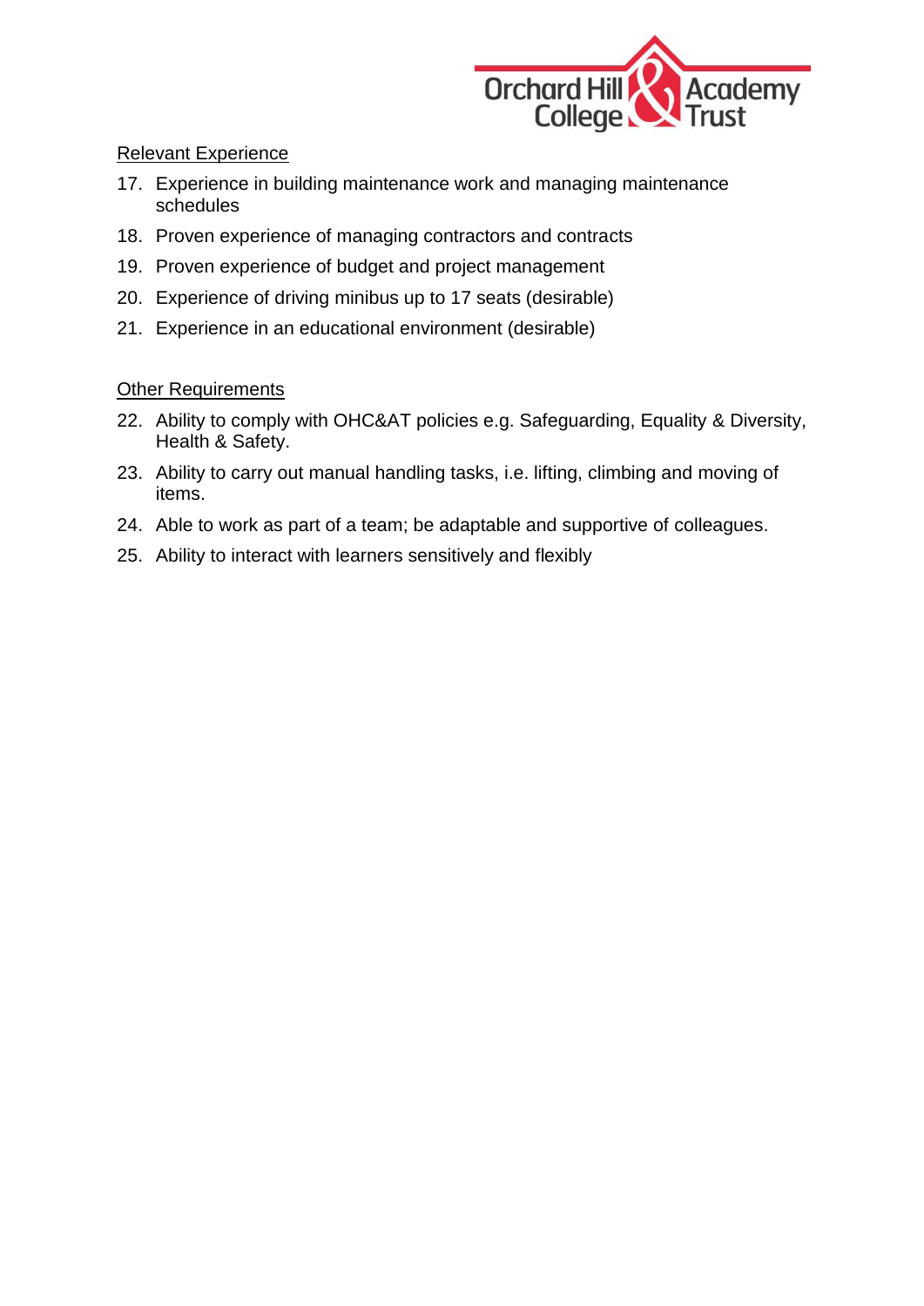Relevant Experience

17. Experience in building maintenance work and managing maintenance schedules
18. Proven experience of managing contractors and contracts
19. Proven experience of budget and project management
20. Experience of driving minibus up to 17 seats (desirable)
21. Experience in an educational environment (desirable)

Other Requirements

22. Ability to comply with OHC&AT policies e.g. Safeguarding, Equality & Diversity, Health & Safety.
23. Ability to carry out manual handling tasks, i.e. lifting, climbing and moving of items.
24. Able to work as part of a team; be adaptable and supportive of colleagues.
25. Ability to interact with learners sensitively and flexibly